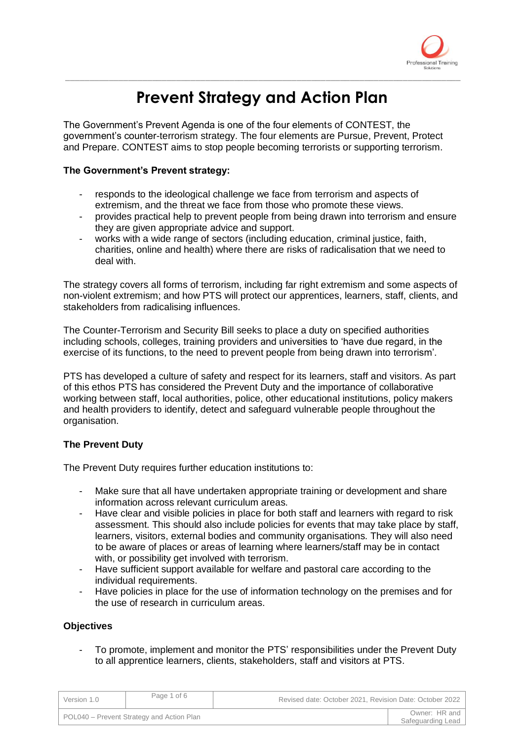# Prevent Strategy and Action Plan

The Government's Prevent Agenda is one of the four elements of CONTEST, the government's counter-terrorism strategy. The four elements are Pursue, Prevent, Protect and Prepare. CONTEST aims to stop people becoming terrorists or supporting terrorism.

**The Government's Prevent strategy:**

- responds to the ideological challenge we face from terrorism and aspects of extremism, and the threat we face from those who promote these views.
- provides practical help to prevent people from being drawn into terrorism and ensure they are given appropriate advice and support.
- works with a wide range of sectors (including education, criminal justice, faith, charities, online and health) where there are risks of radicalisation that we need to deal with.

The strategy covers all forms of terrorism, including far right extremism and some aspects of non-violent extremism; and how PTS will protect our apprentices, learners, staff, clients, and stakeholders from radicalising influences.

The Counter-Terrorism and Security Bill seeks to place a duty on specified authorities including schools, colleges, training providers and universities to 'have due regard, in the exercise of its functions, to the need to prevent people from being drawn into terrorism'.

PTS has developed a culture of safety and respect for its learners, staff and visitors. As part of this ethos PTS has considered the Prevent Duty and the importance of collaborative working between staff, local authorities, police, other educational institutions, policy makers and health providers to identify, detect and safeguard vulnerable people throughout the organisation.

**The Prevent Duty**

The Prevent Duty requires further education institutions to:

- Make sure that all have undertaken appropriate training or development and share information across relevant curriculum areas.
- Have clear and visible policies in place for both staff and learners with regard to risk assessment. This should also include policies for events that may take place by staff, learners, visitors, external bodies and community organisations. They will also need to be aware of places or areas of learning where learners/staff may be in contact with, or possibility get involved with terrorism.
- Have sufficient support available for welfare and pastoral care according to the individual requirements.
- Have policies in place for the use of information technology on the premises and for the use of research in curriculum areas.

**Objectives**

- To promote, implement and monitor the PTS' responsibilities under the Prevent Duty to all apprentice learners, clients, stakeholders, staff and visitors at PTS.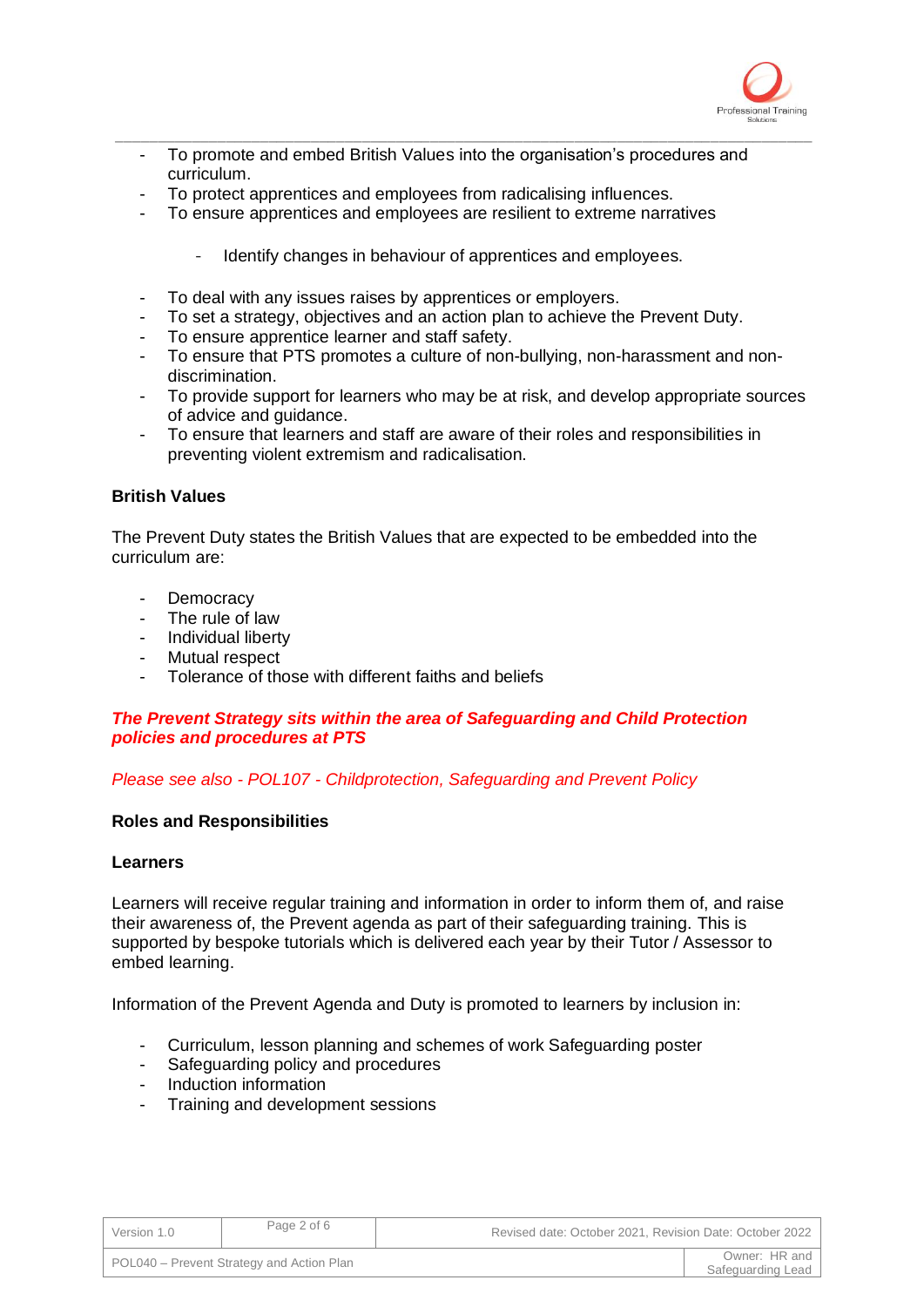- To promote and embed British Values into the organisation's procedures and curriculum.
- To protect apprentices and employees from radicalising influences.
- To ensure apprentices and employees are resilient to extreme narratives
    - Identify changes in behaviour of apprentices and employees.
- To deal with any issues raises by apprentices or employers.
- To set a strategy, objectives and an action plan to achieve the Prevent Duty.
- To ensure apprentice learner and staff safety.
- To ensure that PTS promotes a culture of non-bullying, non-harassment and non-discrimination.
- To provide support for learners who may be at risk, and develop appropriate sources of advice and guidance.
- To ensure that learners and staff are aware of their roles and responsibilities in preventing violent extremism and radicalisation.

**British Values**

The Prevent Duty states the British Values that are expected to be embedded into the curriculum are:

- Democracy
- The rule of law
- Individual liberty
- Mutual respect
- Tolerance of those with different faiths and beliefs

***The Prevent Strategy sits within the area of Safeguarding and Child Protection policies and procedures at PTS***

*Please see also - POL107 - Childprotection, Safeguarding and Prevent Policy*

**Roles and Responsibilities**

**Learners**

Learners will receive regular training and information in order to inform them of, and raise their awareness of, the Prevent agenda as part of their safeguarding training. This is supported by bespoke tutorials which is delivered each year by their Tutor / Assessor to embed learning.

Information of the Prevent Agenda and Duty is promoted to learners by inclusion in:

- Curriculum, lesson planning and schemes of work Safeguarding poster
- Safeguarding policy and procedures
- Induction information
- Training and development sessions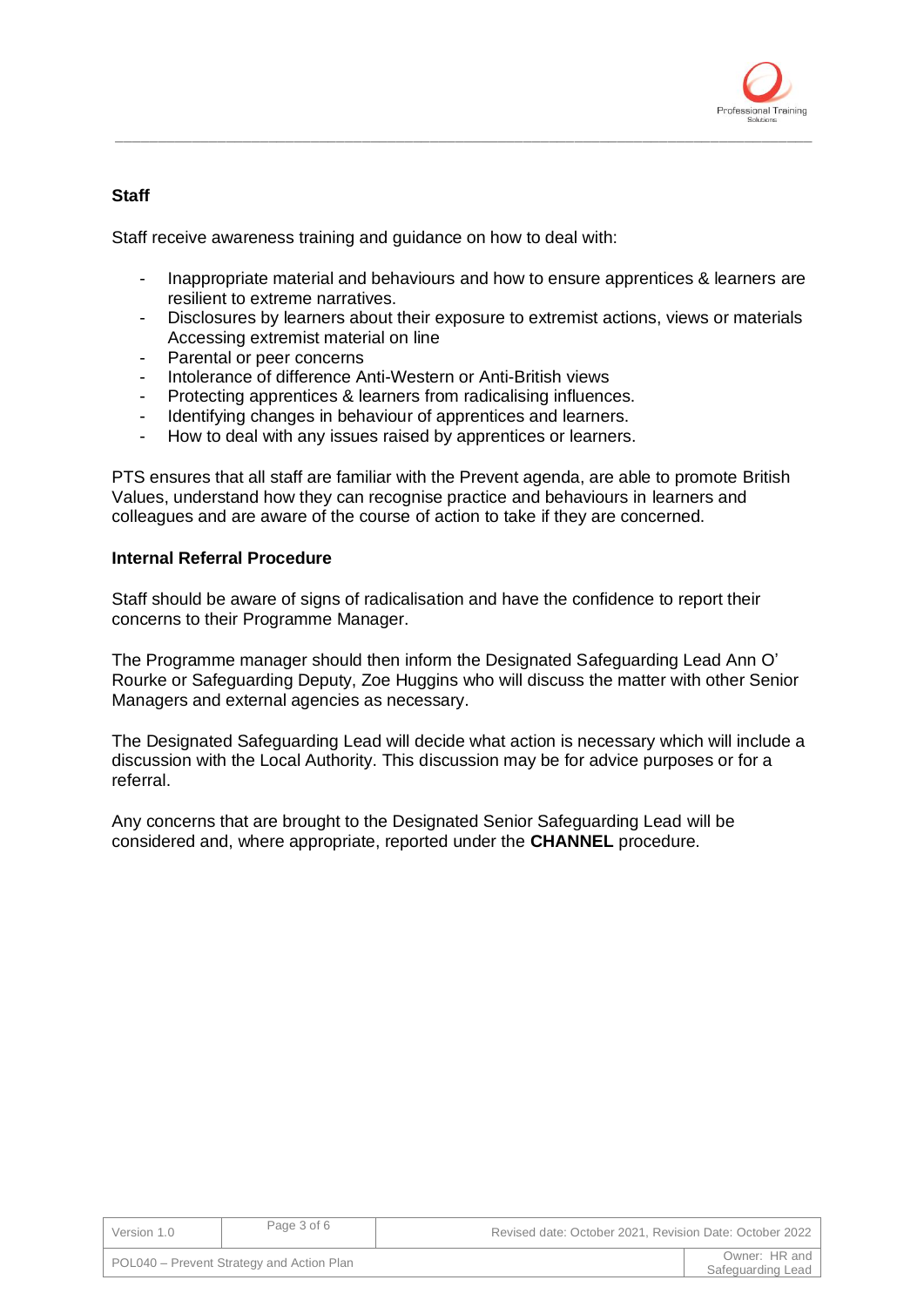**Staff**

Staff receive awareness training and guidance on how to deal with:

- Inappropriate material and behaviours and how to ensure apprentices & learners are resilient to extreme narratives.
- Disclosures by learners about their exposure to extremist actions, views or materials Accessing extremist material on line
- Parental or peer concerns
- Intolerance of difference Anti-Western or Anti-British views
- Protecting apprentices & learners from radicalising influences.
- Identifying changes in behaviour of apprentices and learners.
- How to deal with any issues raised by apprentices or learners.

PTS ensures that all staff are familiar with the Prevent agenda, are able to promote British Values, understand how they can recognise practice and behaviours in learners and colleagues and are aware of the course of action to take if they are concerned.

**Internal Referral Procedure**

Staff should be aware of signs of radicalisation and have the confidence to report their concerns to their Programme Manager.

The Programme manager should then inform the Designated Safeguarding Lead Ann O' Rourke or Safeguarding Deputy, Zoe Huggins who will discuss the matter with other Senior Managers and external agencies as necessary.

The Designated Safeguarding Lead will decide what action is necessary which will include a discussion with the Local Authority. This discussion may be for advice purposes or for a referral.

Any concerns that are brought to the Designated Senior Safeguarding Lead will be considered and, where appropriate, reported under the **CHANNEL** procedure.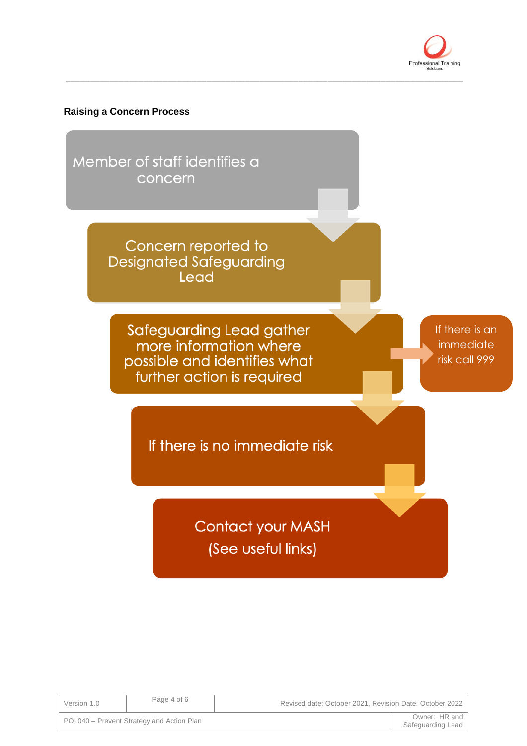**Raising a Concern Process**

1. Member of staff identifies a concern
2. Concern reported to Designated Safeguarding Lead
3. Safeguarding Lead gather more information where possible and identifies what further action is required
   - If there is an immediate risk call 999
4. If there is no immediate risk
5. Contact your MASH (See useful links)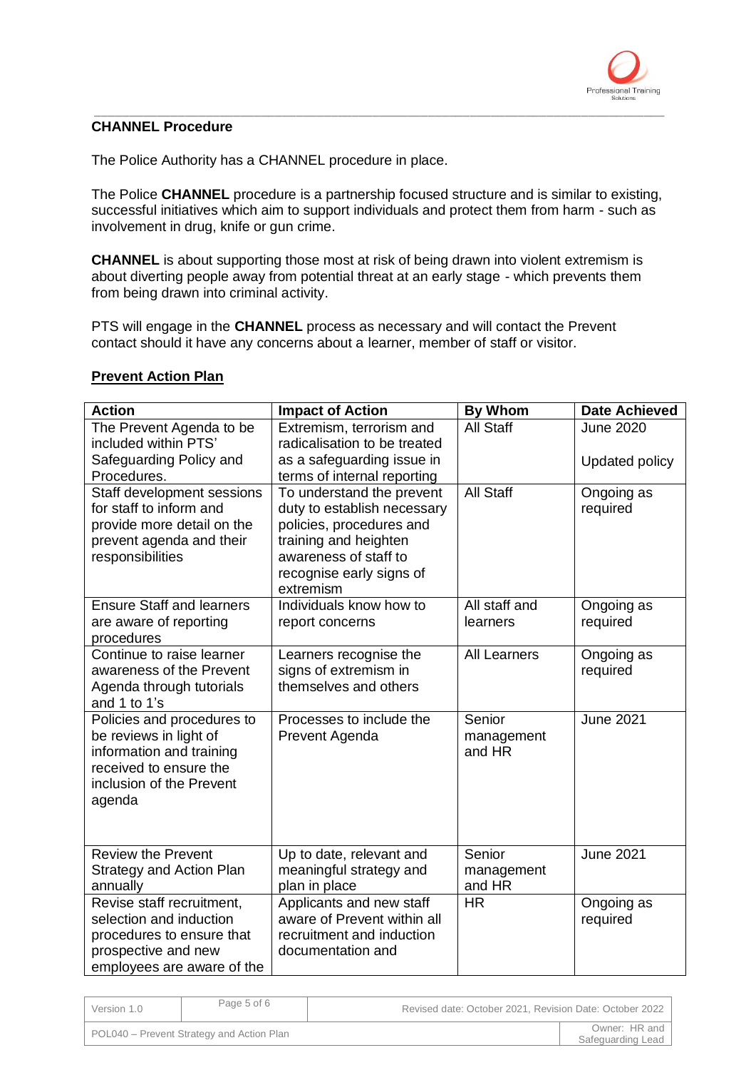## CHANNEL Procedure

The Police Authority has a CHANNEL procedure in place.

The Police **CHANNEL** procedure is a partnership focused structure and is similar to existing, successful initiatives which aim to support individuals and protect them from harm - such as involvement in drug, knife or gun crime.

**CHANNEL** is about supporting those most at risk of being drawn into violent extremism is about diverting people away from potential threat at an early stage - which prevents them from being drawn into criminal activity.

PTS will engage in the **CHANNEL** process as necessary and will contact the Prevent contact should it have any concerns about a learner, member of staff or visitor.

## Prevent Action Plan

| Action | Impact of Action | By Whom | Date Achieved |
|---|---|---|---|
| The Prevent Agenda to be included within PTS' Safeguarding Policy and Procedures. | Extremism, terrorism and radicalisation to be treated as a safeguarding issue in terms of internal reporting | All Staff | June 2020<br><br>Updated policy |
| Staff development sessions for staff to inform and provide more detail on the prevent agenda and their responsibilities | To understand the prevent duty to establish necessary policies, procedures and training and heighten awareness of staff to recognise early signs of extremism | All Staff | Ongoing as required |
| Ensure Staff and learners are aware of reporting procedures | Individuals know how to report concerns | All staff and learners | Ongoing as required |
| Continue to raise learner awareness of the Prevent Agenda through tutorials and 1 to 1's | Learners recognise the signs of extremism in themselves and others | All Learners | Ongoing as required |
| Policies and procedures to be reviews in light of information and training received to ensure the inclusion of the Prevent agenda | Processes to include the Prevent Agenda | Senior management and HR | June 2021 |
| Review the Prevent Strategy and Action Plan annually | Up to date, relevant and meaningful strategy and plan in place | Senior management and HR | June 2021 |
| Revise staff recruitment, selection and induction procedures to ensure that prospective and new employees are aware of the | Applicants and new staff aware of Prevent within all recruitment and induction documentation and | HR | Ongoing as required |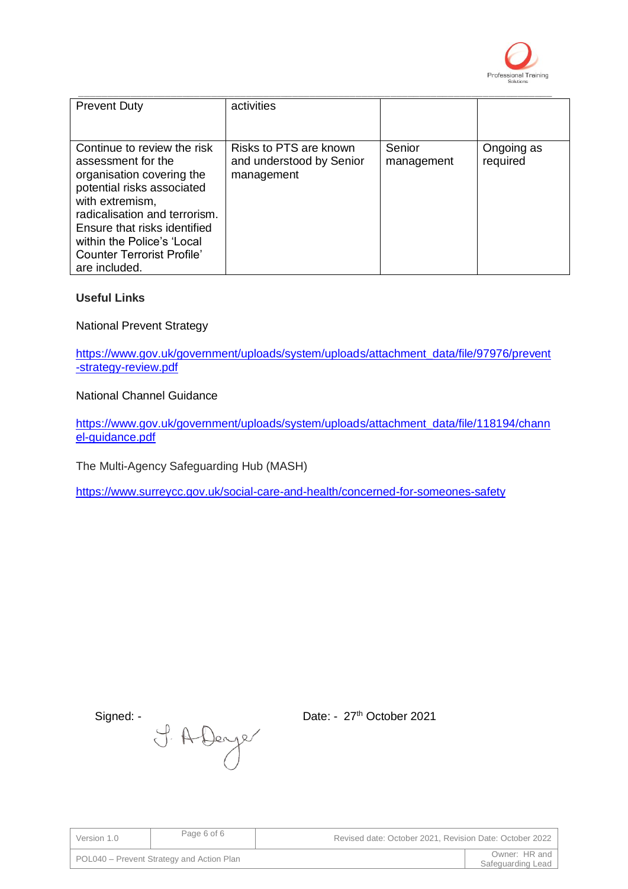| | | | |
|---|---|---|---|
| Prevent Duty | activities | | |
| Continue to review the risk assessment for the organisation covering the potential risks associated with extremism, radicalisation and terrorism. Ensure that risks identified within the Police's 'Local Counter Terrorist Profile' are included. | Risks to PTS are known and understood by Senior management | Senior management | Ongoing as required |

**Useful Links**

National Prevent Strategy

https://www.gov.uk/government/uploads/system/uploads/attachment_data/file/97976/prevent-strategy-review.pdf

National Channel Guidance

https://www.gov.uk/government/uploads/system/uploads/attachment_data/file/118194/channel-guidance.pdf

The Multi-Agency Safeguarding Hub (MASH)

https://www.surreycc.gov.uk/social-care-and-health/concerned-for-someones-safety

Signed: - J. A Denyer

Date: - 27th October 2021

| | | |
|---|---|---|
| Version 1.0 | | Revised date: October 2021, Revision Date: October 2022 |
| POL040 – Prevent Strategy and Action Plan | | Owner: HR and Safeguarding Lead |